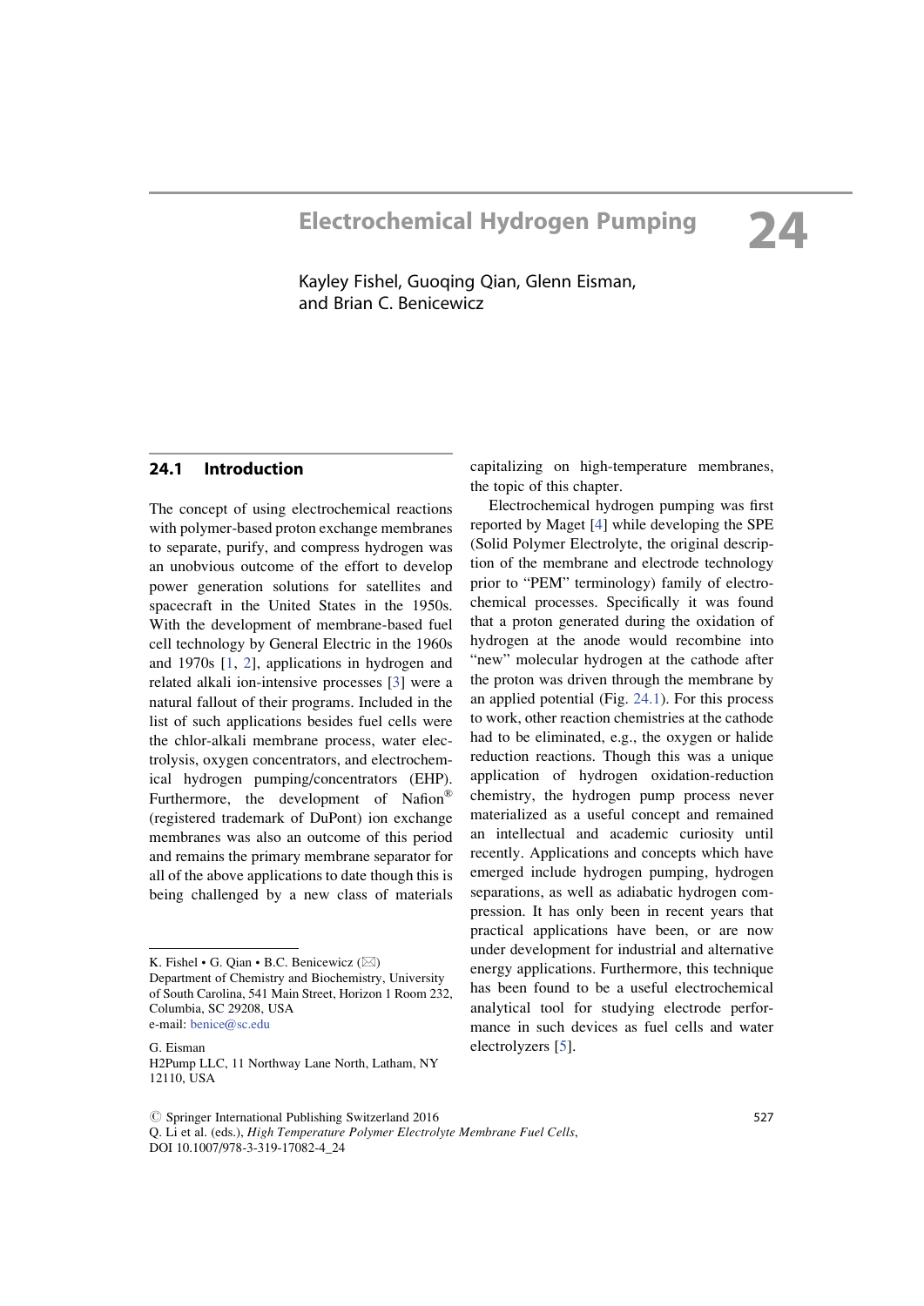# 24 Electrochemical Hydrogen Pumping

Kayley Fishel, Guoqing Qian, Glenn Eisman, and Brian C. Benicewicz

## 24.1 Introduction

The concept of using electrochemical reactions with polymer-based proton exchange membranes to separate, purify, and compress hydrogen was an unobvious outcome of the effort to develop power generation solutions for satellites and spacecraft in the United States in the 1950s. With the development of membrane-based fuel cell technology by General Electric in the 1960s and 1970s [1, 2], applications in hydrogen and related alkali ion-intensive processes [3] were a natural fallout of their programs. Included in the list of such applications besides fuel cells were the chlor-alkali membrane process, water electrolysis, oxygen concentrators, and electrochemical hydrogen pumping/concentrators (EHP). Furthermore, the development of Nafion® (registered trademark of DuPont) ion exchange membranes was also an outcome of this period and remains the primary membrane separator for all of the above applications to date though this is being challenged by a new class of materials capitalizing on high-temperature membranes, the topic of this chapter.

Electrochemical hydrogen pumping was first reported by Maget [4] while developing the SPE (Solid Polymer Electrolyte, the original description of the membrane and electrode technology prior to "PEM" terminology) family of electrochemical processes. Specifically it was found that a proton generated during the oxidation of hydrogen at the anode would recombine into "new" molecular hydrogen at the cathode after the proton was driven through the membrane by an applied potential (Fig. 24.1). For this process to work, other reaction chemistries at the cathode had to be eliminated, e.g., the oxygen or halide reduction reactions. Though this was a unique application of hydrogen oxidation-reduction chemistry, the hydrogen pump process never materialized as a useful concept and remained an intellectual and academic curiosity until recently. Applications and concepts which have emerged include hydrogen pumping, hydrogen separations, as well as adiabatic hydrogen compression. It has only been in recent years that practical applications have been, or are now under development for industrial and alternative energy applications. Furthermore, this technique has been found to be a useful electrochemical analytical tool for studying electrode performance in such devices as fuel cells and water electrolyzers [5].

K. Fishel • G. Qian • B.C. Benicewicz (✉)
Department of Chemistry and Biochemistry, University of South Carolina, 541 Main Street, Horizon 1 Room 232, Columbia, SC 29208, USA
e-mail: benice@sc.edu

G. Eisman
H2Pump LLC, 11 Northway Lane North, Latham, NY 12110, USA

© Springer International Publishing Switzerland 2016
Q. Li et al. (eds.), *High Temperature Polymer Electrolyte Membrane Fuel Cells*,
DOI 10.1007/978-3-319-17082-4_24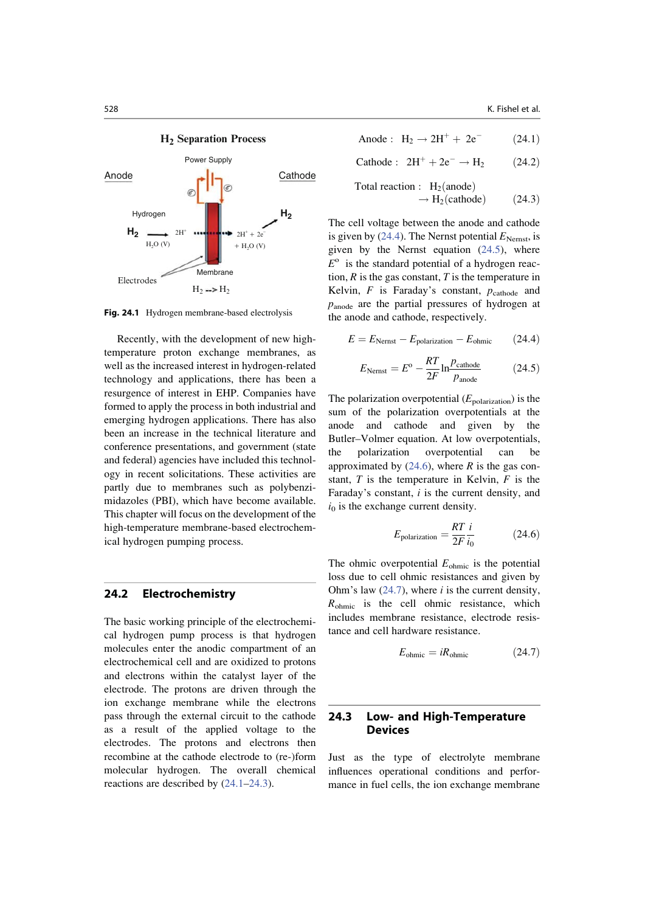**Fig. 24.1** Hydrogen membrane-based electrolysis

Recently, with the development of new high-temperature proton exchange membranes, as well as the increased interest in hydrogen-related technology and applications, there has been a resurgence of interest in EHP. Companies have formed to apply the process in both industrial and emerging hydrogen applications. There has also been an increase in the technical literature and conference presentations, and government (state and federal) agencies have included this technology in recent solicitations. These activities are partly due to membranes such as polybenzimidazoles (PBI), which have become available. This chapter will focus on the development of the high-temperature membrane-based electrochemical hydrogen pumping process.

## 24.2 Electrochemistry

The basic working principle of the electrochemical hydrogen pump process is that hydrogen molecules enter the anodic compartment of an electrochemical cell and are oxidized to protons and electrons within the catalyst layer of the electrode. The protons are driven through the ion exchange membrane while the electrons pass through the external circuit to the cathode as a result of the applied voltage to the electrodes. The protons and electrons then recombine at the cathode electrode to (re-)form molecular hydrogen. The overall chemical reactions are described by (24.1–24.3).

$$\text{Anode}: \quad H_2 \rightarrow 2H^+ + 2e^- \tag{24.1}$$

$$\text{Cathode}: \quad 2H^+ + 2e^- \rightarrow H_2 \tag{24.2}$$

$$\text{Total reaction}: \quad H_2(\text{anode}) \rightarrow H_2(\text{cathode}) \tag{24.3}$$

The cell voltage between the anode and cathode is given by (24.4). The Nernst potential $E_{\text{Nernst}}$, is given by the Nernst equation (24.5), where $E^{\text{o}}$ is the standard potential of a hydrogen reaction, $R$ is the gas constant, $T$ is the temperature in Kelvin, $F$ is Faraday's constant, $p_{\text{cathode}}$ and $p_{\text{anode}}$ are the partial pressures of hydrogen at the anode and cathode, respectively.

$$E = E_{\text{Nernst}} - E_{\text{polarization}} - E_{\text{ohmic}} \tag{24.4}$$

$$E_{\text{Nernst}} = E^{\text{o}} - \frac{RT}{2F} \ln \frac{p_{\text{cathode}}}{p_{\text{anode}}} \tag{24.5}$$

The polarization overpotential ($E_{\text{polarization}}$) is the sum of the polarization overpotentials at the anode and cathode and given by the Butler–Volmer equation. At low overpotentials, the polarization overpotential can be approximated by (24.6), where $R$ is the gas constant, $T$ is the temperature in Kelvin, $F$ is the Faraday's constant, $i$ is the current density, and $i_0$ is the exchange current density.

$$E_{\text{polarization}} = \frac{RT}{2F} \frac{i}{i_0} \tag{24.6}$$

The ohmic overpotential $E_{\text{ohmic}}$ is the potential loss due to cell ohmic resistances and given by Ohm's law (24.7), where $i$ is the current density, $R_{\text{ohmic}}$ is the cell ohmic resistance, which includes membrane resistance, electrode resistance and cell hardware resistance.

$$E_{\text{ohmic}} = iR_{\text{ohmic}} \tag{24.7}$$

## 24.3 Low- and High-Temperature Devices

Just as the type of electrolyte membrane influences operational conditions and performance in fuel cells, the ion exchange membrane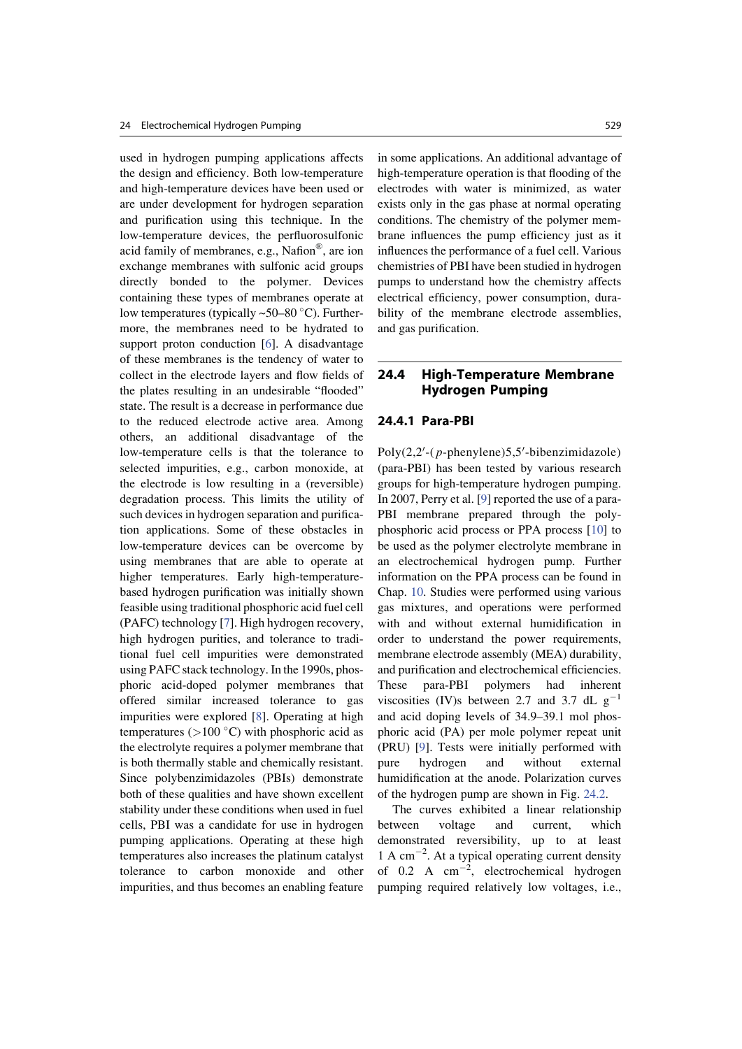used in hydrogen pumping applications affects the design and efficiency. Both low-temperature and high-temperature devices have been used or are under development for hydrogen separation and purification using this technique. In the low-temperature devices, the perfluorosulfonic acid family of membranes, e.g., Nafion®, are ion exchange membranes with sulfonic acid groups directly bonded to the polymer. Devices containing these types of membranes operate at low temperatures (typically ~50–80 °C). Furthermore, the membranes need to be hydrated to support proton conduction [6]. A disadvantage of these membranes is the tendency of water to collect in the electrode layers and flow fields of the plates resulting in an undesirable "flooded" state. The result is a decrease in performance due to the reduced electrode active area. Among others, an additional disadvantage of the low-temperature cells is that the tolerance to selected impurities, e.g., carbon monoxide, at the electrode is low resulting in a (reversible) degradation process. This limits the utility of such devices in hydrogen separation and purification applications. Some of these obstacles in low-temperature devices can be overcome by using membranes that are able to operate at higher temperatures. Early high-temperature-based hydrogen purification was initially shown feasible using traditional phosphoric acid fuel cell (PAFC) technology [7]. High hydrogen recovery, high hydrogen purities, and tolerance to traditional fuel cell impurities were demonstrated using PAFC stack technology. In the 1990s, phosphoric acid-doped polymer membranes that offered similar increased tolerance to gas impurities were explored [8]. Operating at high temperatures (>100 °C) with phosphoric acid as the electrolyte requires a polymer membrane that is both thermally stable and chemically resistant. Since polybenzimidazoles (PBIs) demonstrate both of these qualities and have shown excellent stability under these conditions when used in fuel cells, PBI was a candidate for use in hydrogen pumping applications. Operating at these high temperatures also increases the platinum catalyst tolerance to carbon monoxide and other impurities, and thus becomes an enabling feature in some applications. An additional advantage of high-temperature operation is that flooding of the electrodes with water is minimized, as water exists only in the gas phase at normal operating conditions. The chemistry of the polymer membrane influences the pump efficiency just as it influences the performance of a fuel cell. Various chemistries of PBI have been studied in hydrogen pumps to understand how the chemistry affects electrical efficiency, power consumption, durability of the membrane electrode assemblies, and gas purification.

## 24.4 High-Temperature Membrane Hydrogen Pumping

### 24.4.1 Para-PBI

Poly(2,2′-(*p*-phenylene)5,5′-bibenzimidazole) (para-PBI) has been tested by various research groups for high-temperature hydrogen pumping. In 2007, Perry et al. [9] reported the use of a para-PBI membrane prepared through the polyphosphoric acid process or PPA process [10] to be used as the polymer electrolyte membrane in an electrochemical hydrogen pump. Further information on the PPA process can be found in Chap. 10. Studies were performed using various gas mixtures, and operations were performed with and without external humidification in order to understand the power requirements, membrane electrode assembly (MEA) durability, and purification and electrochemical efficiencies. These para-PBI polymers had inherent viscosities (IV)s between 2.7 and 3.7 dL $g^{-1}$ and acid doping levels of 34.9–39.1 mol phosphoric acid (PA) per mole polymer repeat unit (PRU) [9]. Tests were initially performed with pure hydrogen and without external humidification at the anode. Polarization curves of the hydrogen pump are shown in Fig. 24.2.

The curves exhibited a linear relationship between voltage and current, which demonstrated reversibility, up to at least 1 A $cm^{-2}$. At a typical operating current density of 0.2 A $cm^{-2}$, electrochemical hydrogen pumping required relatively low voltages, i.e.,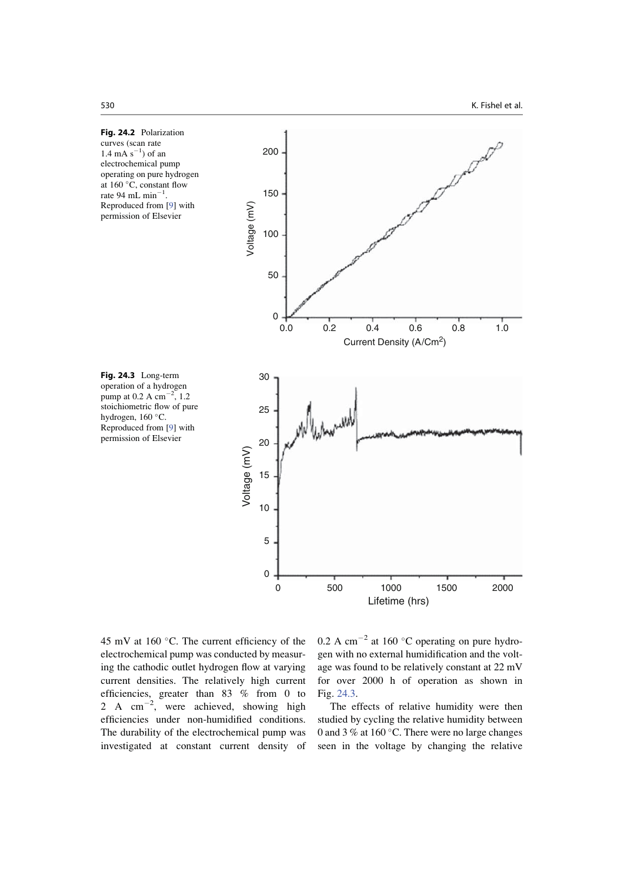**Fig. 24.2** Polarization curves (scan rate 1.4 mA $s^{-1}$) of an electrochemical pump operating on pure hydrogen at 160 °C, constant flow rate 94 mL $min^{-1}$. Reproduced from [9] with permission of Elsevier

**Fig. 24.3** Long-term operation of a hydrogen pump at 0.2 A $cm^{-2}$, 1.2 stoichiometric flow of pure hydrogen, 160 °C. Reproduced from [9] with permission of Elsevier

45 mV at 160 °C. The current efficiency of the electrochemical pump was conducted by measuring the cathodic outlet hydrogen flow at varying current densities. The relatively high current efficiencies, greater than 83 % from 0 to 2 A $cm^{-2}$, were achieved, showing high efficiencies under non-humidified conditions. The durability of the electrochemical pump was investigated at constant current density of 0.2 A $cm^{-2}$ at 160 °C operating on pure hydrogen with no external humidification and the voltage was found to be relatively constant at 22 mV for over 2000 h of operation as shown in Fig. 24.3.

The effects of relative humidity were then studied by cycling the relative humidity between 0 and 3 % at 160 °C. There were no large changes seen in the voltage by changing the relative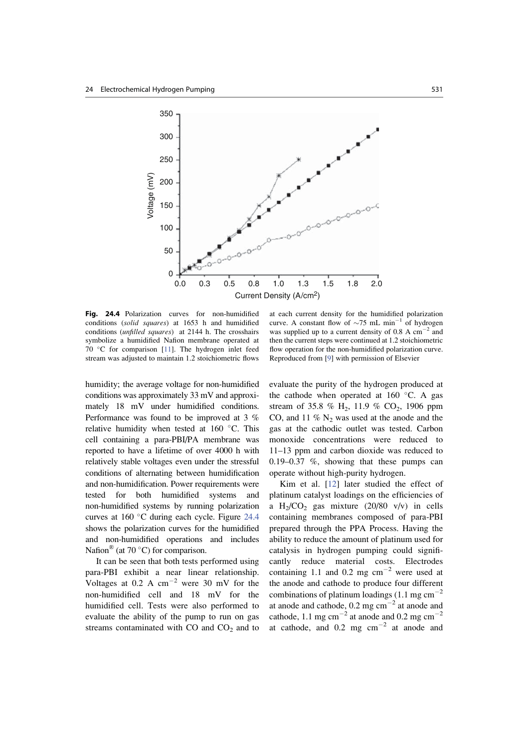**Fig. 24.4** Polarization curves for non-humidified conditions (*solid squares*) at 1653 h and humidified conditions (*unfilled squares*) at 2144 h. The crosshairs symbolize a humidified Nafion membrane operated at 70 °C for comparison [11]. The hydrogen inlet feed stream was adjusted to maintain 1.2 stoichiometric flows at each current density for the humidified polarization curve. A constant flow of ~75 mL $min^{-1}$ of hydrogen was supplied up to a current density of 0.8 A $cm^{-2}$ and then the current steps were continued at 1.2 stoichiometric flow operation for the non-humidified polarization curve. Reproduced from [9] with permission of Elsevier

humidity; the average voltage for non-humidified conditions was approximately 33 mV and approximately 18 mV under humidified conditions. Performance was found to be improved at 3 % relative humidity when tested at 160 °C. This cell containing a para-PBI/PA membrane was reported to have a lifetime of over 4000 h with relatively stable voltages even under the stressful conditions of alternating between humidification and non-humidification. Power requirements were tested for both humidified systems and non-humidified systems by running polarization curves at 160 °C during each cycle. Figure 24.4 shows the polarization curves for the humidified and non-humidified operations and includes Nafion® (at 70 °C) for comparison.

It can be seen that both tests performed using para-PBI exhibit a near linear relationship. Voltages at 0.2 A $cm^{-2}$ were 30 mV for the non-humidified cell and 18 mV for the humidified cell. Tests were also performed to evaluate the ability of the pump to run on gas streams contaminated with CO and $CO_2$ and to evaluate the purity of the hydrogen produced at the cathode when operated at 160 °C. A gas stream of 35.8 % $H_2$, 11.9 % $CO_2$, 1906 ppm CO, and 11 % $N_2$ was used at the anode and the gas at the cathodic outlet was tested. Carbon monoxide concentrations were reduced to 11–13 ppm and carbon dioxide was reduced to 0.19–0.37 %, showing that these pumps can operate without high-purity hydrogen.

Kim et al. [12] later studied the effect of platinum catalyst loadings on the efficiencies of a $H_2/CO_2$ gas mixture (20/80 v/v) in cells containing membranes composed of para-PBI prepared through the PPA Process. Having the ability to reduce the amount of platinum used for catalysis in hydrogen pumping could significantly reduce material costs. Electrodes containing 1.1 and 0.2 mg $cm^{-2}$ were used at the anode and cathode to produce four different combinations of platinum loadings (1.1 mg $cm^{-2}$ at anode and cathode, 0.2 mg $cm^{-2}$ at anode and cathode, 1.1 mg $cm^{-2}$ at anode and 0.2 mg $cm^{-2}$ at cathode, and 0.2 mg $cm^{-2}$ at anode and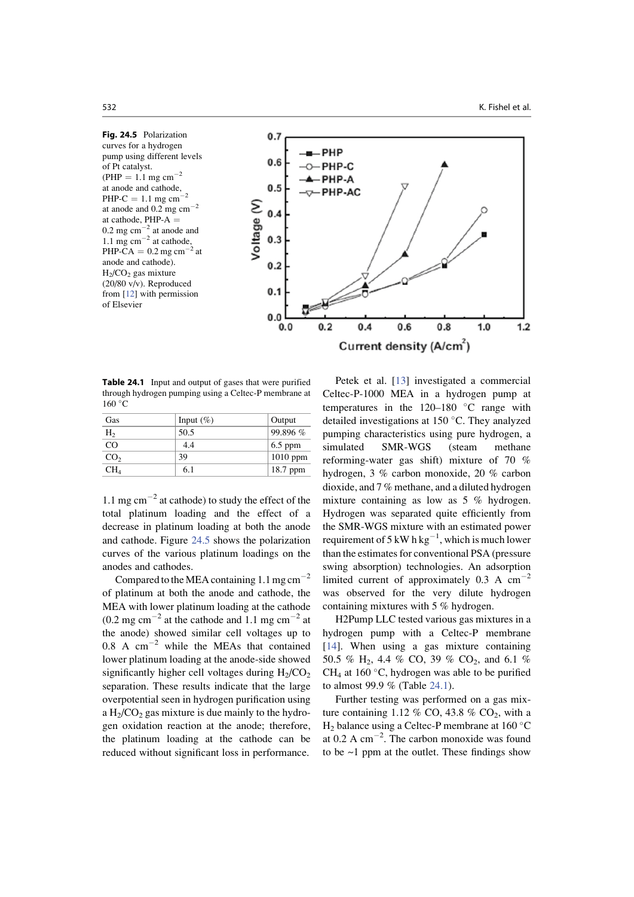**Fig. 24.5** Polarization curves for a hydrogen pump using different levels of Pt catalyst. (PHP = 1.1 mg cm$^{-2}$ at anode and cathode, PHP-C = 1.1 mg cm$^{-2}$ at anode and 0.2 mg cm$^{-2}$ at cathode, PHP-A = 0.2 mg cm$^{-2}$ at anode and 1.1 mg cm$^{-2}$ at cathode, PHP-CA = 0.2 mg cm$^{-2}$ at anode and cathode). $H_2/CO_2$ gas mixture (20/80 v/v). Reproduced from [12] with permission of Elsevier

**Table 24.1** Input and output of gases that were purified through hydrogen pumping using a Celtec-P membrane at 160 °C

| Gas | Input (%) | Output |
|---|---|---|
| $H_2$ | 50.5 | 99.896 % |
| CO | 4.4 | 6.5 ppm |
| $CO_2$ | 39 | 1010 ppm |
| $CH_4$ | 6.1 | 18.7 ppm |

1.1 mg cm$^{-2}$ at cathode) to study the effect of the total platinum loading and the effect of a decrease in platinum loading at both the anode and cathode. Figure 24.5 shows the polarization curves of the various platinum loadings on the anodes and cathodes.

Compared to the MEA containing 1.1 mg cm$^{-2}$ of platinum at both the anode and cathode, the MEA with lower platinum loading at the cathode (0.2 mg cm$^{-2}$ at the cathode and 1.1 mg cm$^{-2}$ at the anode) showed similar cell voltages up to 0.8 A cm$^{-2}$ while the MEAs that contained lower platinum loading at the anode-side showed significantly higher cell voltages during $H_2/CO_2$ separation. These results indicate that the large overpotential seen in hydrogen purification using a $H_2/CO_2$ gas mixture is due mainly to the hydrogen oxidation reaction at the anode; therefore, the platinum loading at the cathode can be reduced without significant loss in performance.

Petek et al. [13] investigated a commercial Celtec-P-1000 MEA in a hydrogen pump at temperatures in the 120–180 °C range with detailed investigations at 150 °C. They analyzed pumping characteristics using pure hydrogen, a simulated SMR-WGS (steam methane reforming-water gas shift) mixture of 70 % hydrogen, 3 % carbon monoxide, 20 % carbon dioxide, and 7 % methane, and a diluted hydrogen mixture containing as low as 5 % hydrogen. Hydrogen was separated quite efficiently from the SMR-WGS mixture with an estimated power requirement of 5 kW h kg$^{-1}$, which is much lower than the estimates for conventional PSA (pressure swing absorption) technologies. An adsorption limited current of approximately 0.3 A cm$^{-2}$ was observed for the very dilute hydrogen containing mixtures with 5 % hydrogen.

H2Pump LLC tested various gas mixtures in a hydrogen pump with a Celtec-P membrane [14]. When using a gas mixture containing 50.5 % $H_2$, 4.4 % CO, 39 % $CO_2$, and 6.1 % $CH_4$ at 160 °C, hydrogen was able to be purified to almost 99.9 % (Table 24.1).

Further testing was performed on a gas mixture containing 1.12 % CO, 43.8 % $CO_2$, with a $H_2$ balance using a Celtec-P membrane at 160 °C at 0.2 A cm$^{-2}$. The carbon monoxide was found to be ~1 ppm at the outlet. These findings show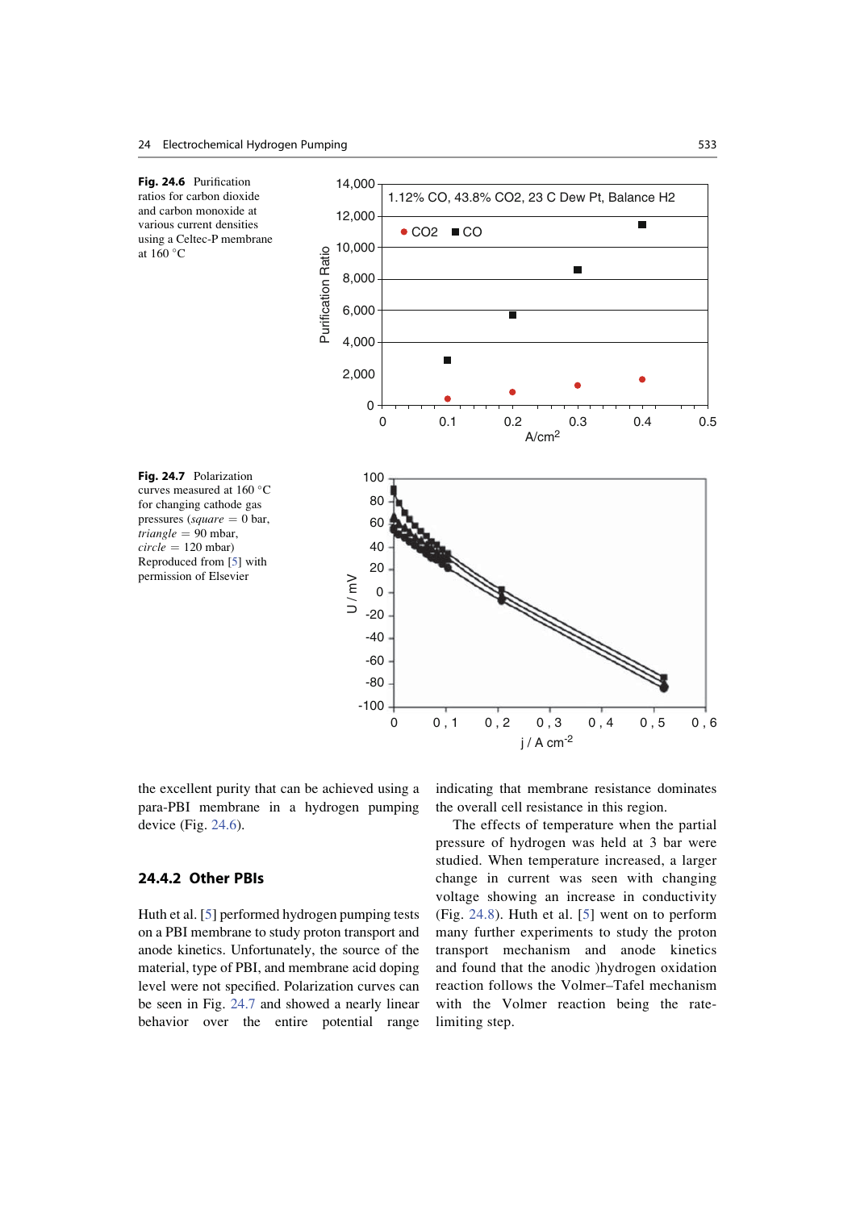**Fig. 24.6** Purification ratios for carbon dioxide and carbon monoxide at various current densities using a Celtec-P membrane at 160 °C

**Fig. 24.7** Polarization curves measured at 160 °C for changing cathode gas pressures (*square* = 0 bar, *triangle* = 90 mbar, *circle* = 120 mbar) Reproduced from [5] with permission of Elsevier

the excellent purity that can be achieved using a para-PBI membrane in a hydrogen pumping device (Fig. 24.6).

### 24.4.2 Other PBIs

Huth et al. [5] performed hydrogen pumping tests on a PBI membrane to study proton transport and anode kinetics. Unfortunately, the source of the material, type of PBI, and membrane acid doping level were not specified. Polarization curves can be seen in Fig. 24.7 and showed a nearly linear behavior over the entire potential range indicating that membrane resistance dominates the overall cell resistance in this region.

The effects of temperature when the partial pressure of hydrogen was held at 3 bar were studied. When temperature increased, a larger change in current was seen with changing voltage showing an increase in conductivity (Fig. 24.8). Huth et al. [5] went on to perform many further experiments to study the proton transport mechanism and anode kinetics and found that the anodic )hydrogen oxidation reaction follows the Volmer–Tafel mechanism with the Volmer reaction being the rate-limiting step.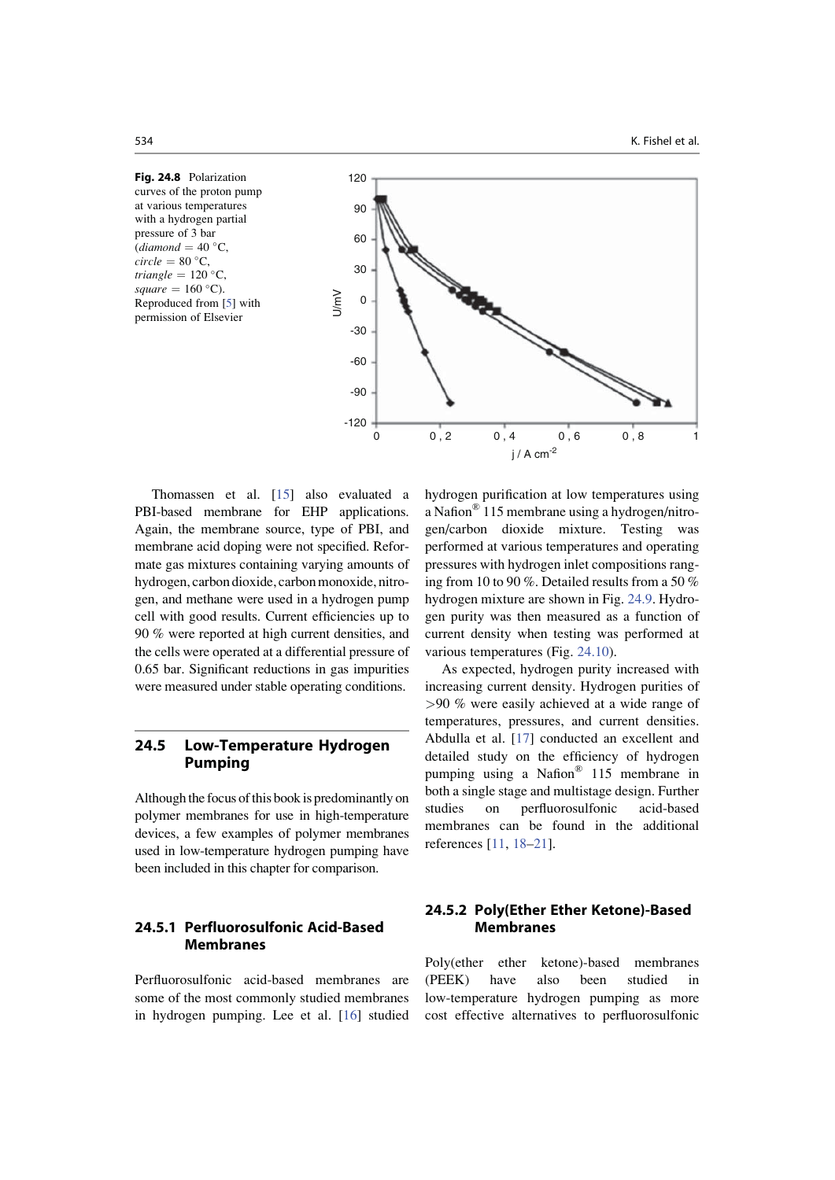**Fig. 24.8** Polarization curves of the proton pump at various temperatures with a hydrogen partial pressure of 3 bar (*diamond* = 40 °C, *circle* = 80 °C, *triangle* = 120 °C, *square* = 160 °C). Reproduced from [5] with permission of Elsevier

Thomassen et al. [15] also evaluated a PBI-based membrane for EHP applications. Again, the membrane source, type of PBI, and membrane acid doping were not specified. Reformate gas mixtures containing varying amounts of hydrogen, carbon dioxide, carbon monoxide, nitrogen, and methane were used in a hydrogen pump cell with good results. Current efficiencies up to 90 % were reported at high current densities, and the cells were operated at a differential pressure of 0.65 bar. Significant reductions in gas impurities were measured under stable operating conditions.

## 24.5 Low-Temperature Hydrogen Pumping

Although the focus of this book is predominantly on polymer membranes for use in high-temperature devices, a few examples of polymer membranes used in low-temperature hydrogen pumping have been included in this chapter for comparison.

### 24.5.1 Perfluorosulfonic Acid-Based Membranes

Perfluorosulfonic acid-based membranes are some of the most commonly studied membranes in hydrogen pumping. Lee et al. [16] studied hydrogen purification at low temperatures using a Nafion® 115 membrane using a hydrogen/nitrogen/carbon dioxide mixture. Testing was performed at various temperatures and operating pressures with hydrogen inlet compositions ranging from 10 to 90 %. Detailed results from a 50 % hydrogen mixture are shown in Fig. 24.9. Hydrogen purity was then measured as a function of current density when testing was performed at various temperatures (Fig. 24.10).

As expected, hydrogen purity increased with increasing current density. Hydrogen purities of >90 % were easily achieved at a wide range of temperatures, pressures, and current densities. Abdulla et al. [17] conducted an excellent and detailed study on the efficiency of hydrogen pumping using a Nafion® 115 membrane in both a single stage and multistage design. Further studies on perfluorosulfonic acid-based membranes can be found in the additional references [11, 18–21].

### 24.5.2 Poly(Ether Ether Ketone)-Based Membranes

Poly(ether ether ketone)-based membranes (PEEK) have also been studied in low-temperature hydrogen pumping as more cost effective alternatives to perfluorosulfonic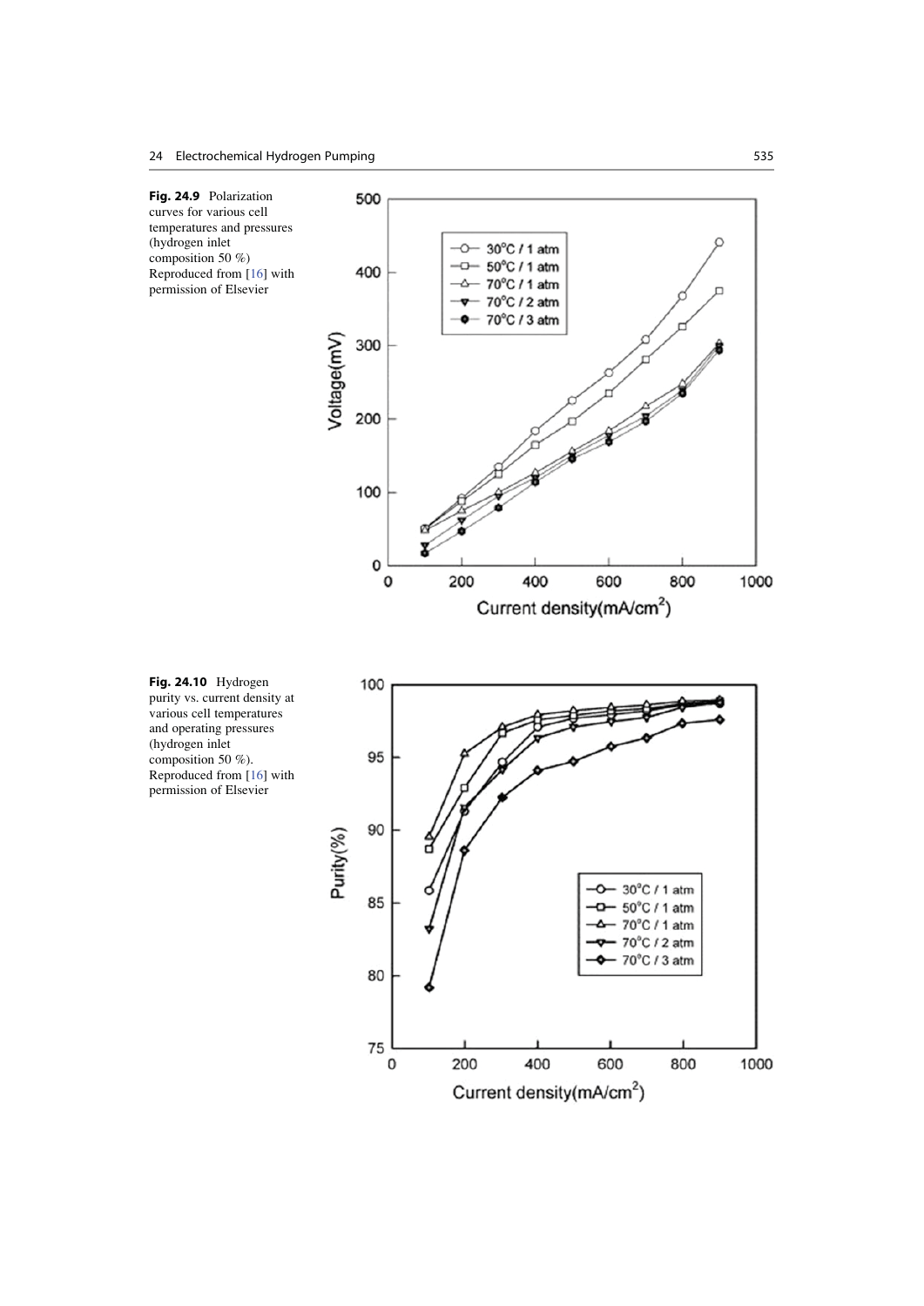**Fig. 24.9** Polarization curves for various cell temperatures and pressures (hydrogen inlet composition 50 %) Reproduced from [16] with permission of Elsevier

**Fig. 24.10** Hydrogen purity vs. current density at various cell temperatures and operating pressures (hydrogen inlet composition 50 %). Reproduced from [16] with permission of Elsevier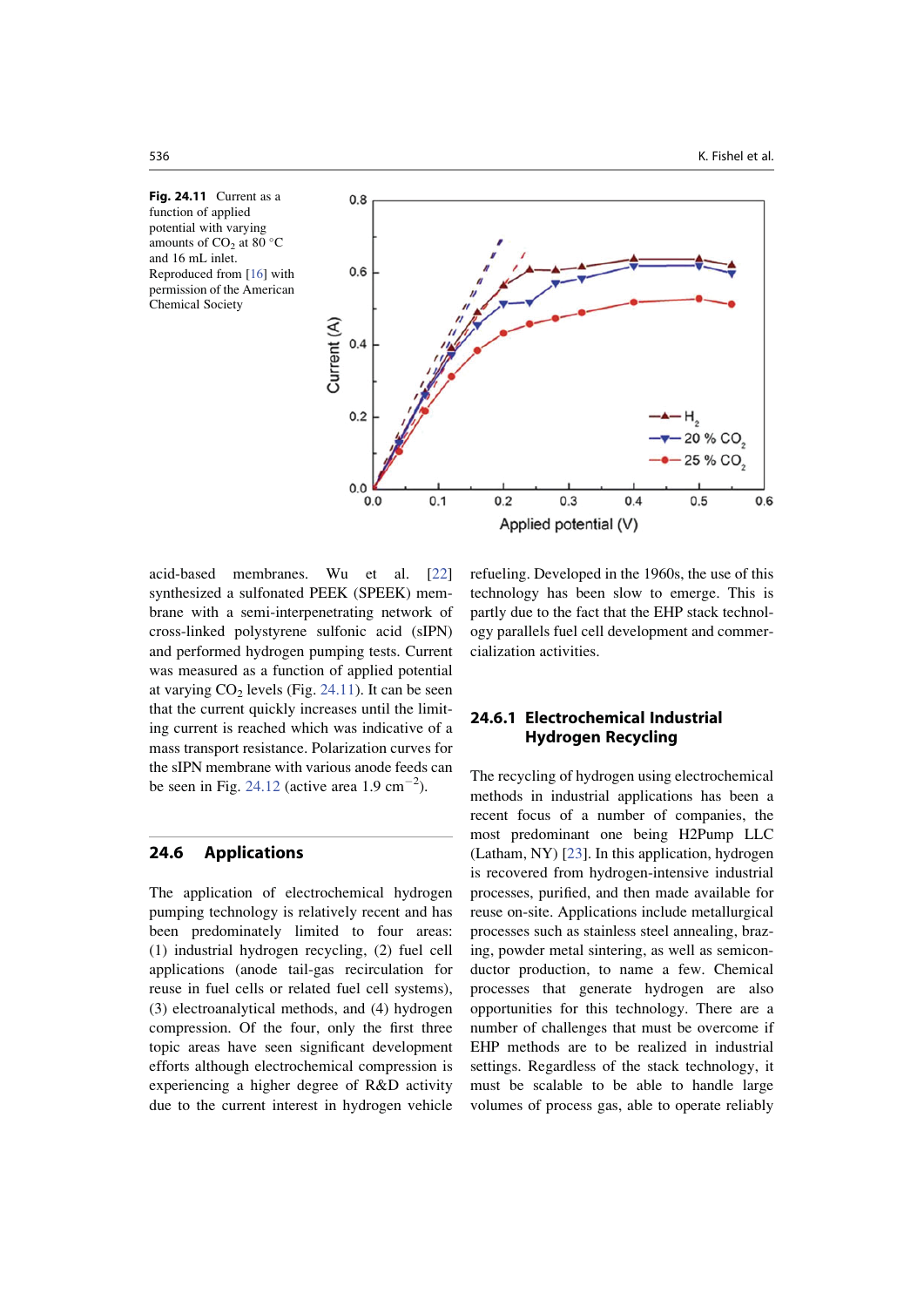**Fig. 24.11** Current as a function of applied potential with varying amounts of $CO_2$ at 80 °C and 16 mL inlet. Reproduced from [16] with permission of the American Chemical Society

acid-based membranes. Wu et al. [22] synthesized a sulfonated PEEK (SPEEK) membrane with a semi-interpenetrating network of cross-linked polystyrene sulfonic acid (sIPN) and performed hydrogen pumping tests. Current was measured as a function of applied potential at varying $CO_2$ levels (Fig. 24.11). It can be seen that the current quickly increases until the limiting current is reached which was indicative of a mass transport resistance. Polarization curves for the sIPN membrane with various anode feeds can be seen in Fig. 24.12 (active area 1.9 $cm^{-2}$).

## 24.6 Applications

The application of electrochemical hydrogen pumping technology is relatively recent and has been predominately limited to four areas: (1) industrial hydrogen recycling, (2) fuel cell applications (anode tail-gas recirculation for reuse in fuel cells or related fuel cell systems), (3) electroanalytical methods, and (4) hydrogen compression. Of the four, only the first three topic areas have seen significant development efforts although electrochemical compression is experiencing a higher degree of R&D activity due to the current interest in hydrogen vehicle refueling. Developed in the 1960s, the use of this technology has been slow to emerge. This is partly due to the fact that the EHP stack technology parallels fuel cell development and commercialization activities.

### 24.6.1 Electrochemical Industrial Hydrogen Recycling

The recycling of hydrogen using electrochemical methods in industrial applications has been a recent focus of a number of companies, the most predominant one being H2Pump LLC (Latham, NY) [23]. In this application, hydrogen is recovered from hydrogen-intensive industrial processes, purified, and then made available for reuse on-site. Applications include metallurgical processes such as stainless steel annealing, brazing, powder metal sintering, as well as semiconductor production, to name a few. Chemical processes that generate hydrogen are also opportunities for this technology. There are a number of challenges that must be overcome if EHP methods are to be realized in industrial settings. Regardless of the stack technology, it must be scalable to be able to handle large volumes of process gas, able to operate reliably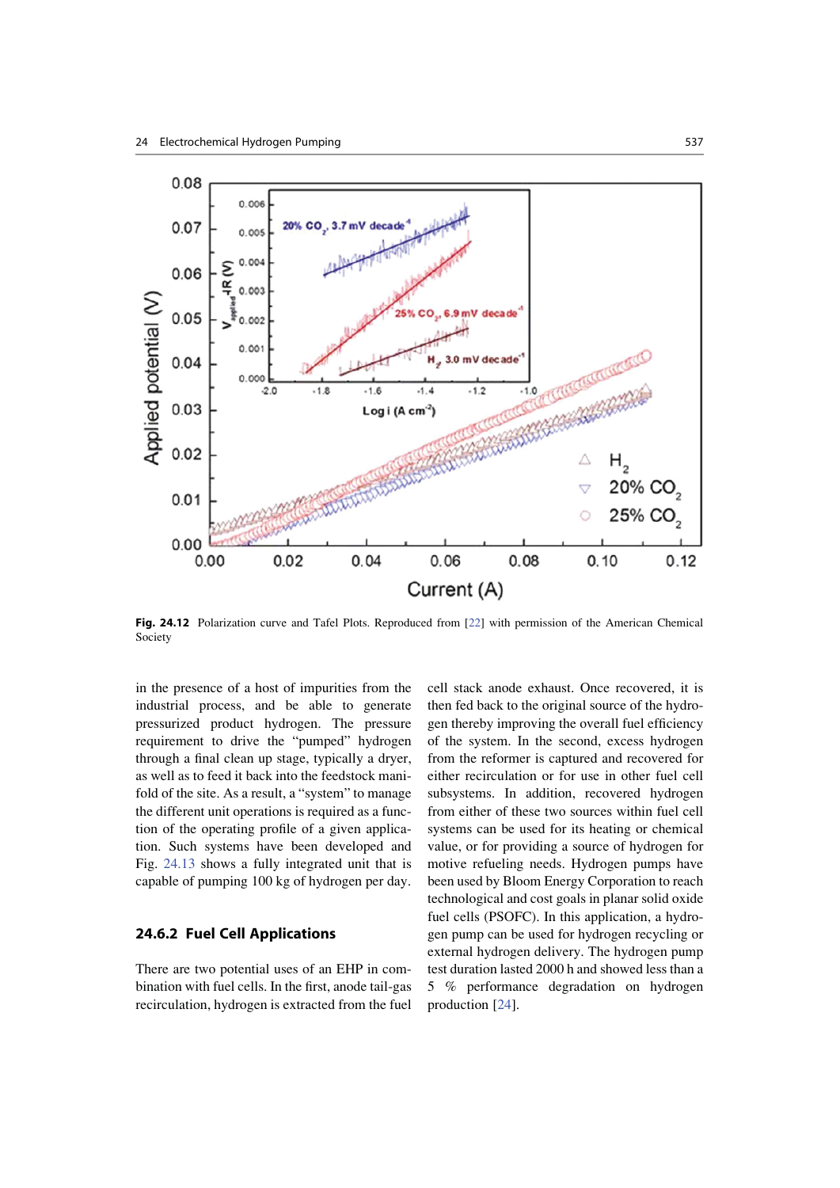Fig. 24.12 Polarization curve and Tafel Plots. Reproduced from [22] with permission of the American Chemical Society

in the presence of a host of impurities from the industrial process, and be able to generate pressurized product hydrogen. The pressure requirement to drive the "pumped" hydrogen through a final clean up stage, typically a dryer, as well as to feed it back into the feedstock manifold of the site. As a result, a "system" to manage the different unit operations is required as a function of the operating profile of a given application. Such systems have been developed and Fig. 24.13 shows a fully integrated unit that is capable of pumping 100 kg of hydrogen per day.

### 24.6.2 Fuel Cell Applications

There are two potential uses of an EHP in combination with fuel cells. In the first, anode tail-gas recirculation, hydrogen is extracted from the fuel cell stack anode exhaust. Once recovered, it is then fed back to the original source of the hydrogen thereby improving the overall fuel efficiency of the system. In the second, excess hydrogen from the reformer is captured and recovered for either recirculation or for use in other fuel cell subsystems. In addition, recovered hydrogen from either of these two sources within fuel cell systems can be used for its heating or chemical value, or for providing a source of hydrogen for motive refueling needs. Hydrogen pumps have been used by Bloom Energy Corporation to reach technological and cost goals in planar solid oxide fuel cells (PSOFC). In this application, a hydrogen pump can be used for hydrogen recycling or external hydrogen delivery. The hydrogen pump test duration lasted 2000 h and showed less than a 5 % performance degradation on hydrogen production [24].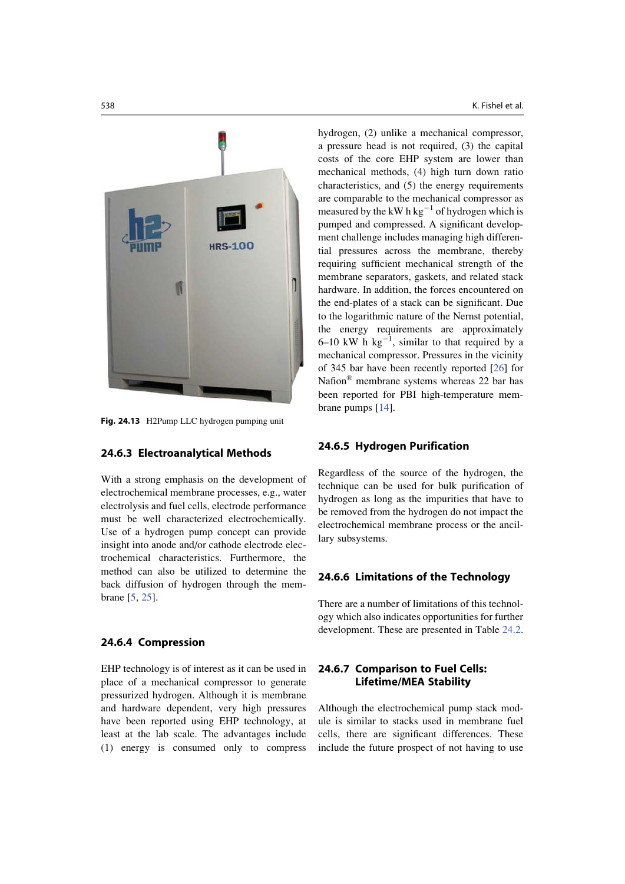Fig. 24.13 H2Pump LLC hydrogen pumping unit

### 24.6.3 Electroanalytical Methods

With a strong emphasis on the development of electrochemical membrane processes, e.g., water electrolysis and fuel cells, electrode performance must be well characterized electrochemically. Use of a hydrogen pump concept can provide insight into anode and/or cathode electrode electrochemical characteristics. Furthermore, the method can also be utilized to determine the back diffusion of hydrogen through the membrane [5, 25].

### 24.6.4 Compression

EHP technology is of interest as it can be used in place of a mechanical compressor to generate pressurized hydrogen. Although it is membrane and hardware dependent, very high pressures have been reported using EHP technology, at least at the lab scale. The advantages include (1) energy is consumed only to compress hydrogen, (2) unlike a mechanical compressor, a pressure head is not required, (3) the capital costs of the core EHP system are lower than mechanical methods, (4) high turn down ratio characteristics, and (5) the energy requirements are comparable to the mechanical compressor as measured by the kW h $kg^{-1}$ of hydrogen which is pumped and compressed. A significant development challenge includes managing high differential pressures across the membrane, thereby requiring sufficient mechanical strength of the membrane separators, gaskets, and related stack hardware. In addition, the forces encountered on the end-plates of a stack can be significant. Due to the logarithmic nature of the Nernst potential, the energy requirements are approximately 6–10 kW h $kg^{-1}$, similar to that required by a mechanical compressor. Pressures in the vicinity of 345 bar have been recently reported [26] for Nafion® membrane systems whereas 22 bar has been reported for PBI high-temperature membrane pumps [14].

### 24.6.5 Hydrogen Purification

Regardless of the source of the hydrogen, the technique can be used for bulk purification of hydrogen as long as the impurities that have to be removed from the hydrogen do not impact the electrochemical membrane process or the ancillary subsystems.

### 24.6.6 Limitations of the Technology

There are a number of limitations of this technology which also indicates opportunities for further development. These are presented in Table 24.2.

### 24.6.7 Comparison to Fuel Cells: Lifetime/MEA Stability

Although the electrochemical pump stack module is similar to stacks used in membrane fuel cells, there are significant differences. These include the future prospect of not having to use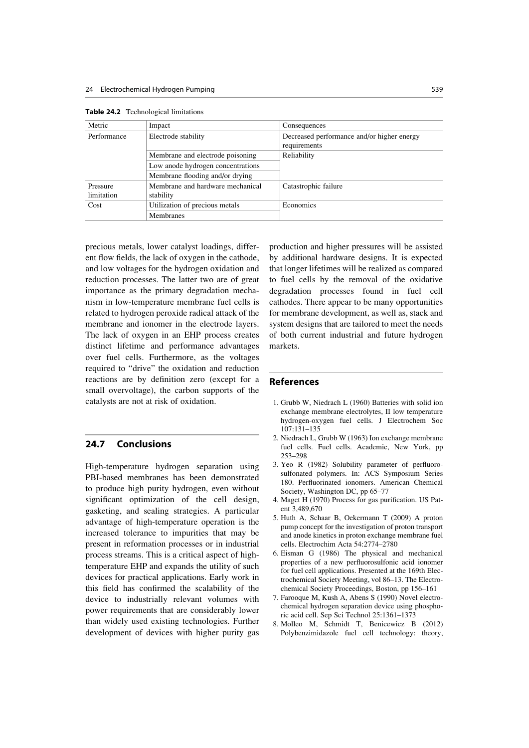**Table 24.2** Technological limitations

| Metric | Impact | Consequences |
|---|---|---|
| Performance | Electrode stability | Decreased performance and/or higher energy requirements |
| | Membrane and electrode poisoning | Reliability |
| | Low anode hydrogen concentrations | |
| | Membrane flooding and/or drying | |
| Pressure limitation | Membrane and hardware mechanical stability | Catastrophic failure |
| Cost | Utilization of precious metals | Economics |
| | Membranes | |

precious metals, lower catalyst loadings, different flow fields, the lack of oxygen in the cathode, and low voltages for the hydrogen oxidation and reduction processes. The latter two are of great importance as the primary degradation mechanism in low-temperature membrane fuel cells is related to hydrogen peroxide radical attack of the membrane and ionomer in the electrode layers. The lack of oxygen in an EHP process creates distinct lifetime and performance advantages over fuel cells. Furthermore, as the voltages required to "drive" the oxidation and reduction reactions are by definition zero (except for a small overvoltage), the carbon supports of the catalysts are not at risk of oxidation.

## 24.7 Conclusions

High-temperature hydrogen separation using PBI-based membranes has been demonstrated to produce high purity hydrogen, even without significant optimization of the cell design, gasketing, and sealing strategies. A particular advantage of high-temperature operation is the increased tolerance to impurities that may be present in reformation processes or in industrial process streams. This is a critical aspect of high-temperature EHP and expands the utility of such devices for practical applications. Early work in this field has confirmed the scalability of the device to industrially relevant volumes with power requirements that are considerably lower than widely used existing technologies. Further development of devices with higher purity gas production and higher pressures will be assisted by additional hardware designs. It is expected that longer lifetimes will be realized as compared to fuel cells by the removal of the oxidative degradation processes found in fuel cell cathodes. There appear to be many opportunities for membrane development, as well as, stack and system designs that are tailored to meet the needs of both current industrial and future hydrogen markets.

## References

1. Grubb W, Niedrach L (1960) Batteries with solid ion exchange membrane electrolytes, II low temperature hydrogen-oxygen fuel cells. J Electrochem Soc 107:131–135
2. Niedrach L, Grubb W (1963) Ion exchange membrane fuel cells. Fuel cells. Academic, New York, pp 253–298
3. Yeo R (1982) Solubility parameter of perfluorosulfonated polymers. In: ACS Symposium Series 180. Perfluorinated ionomers. American Chemical Society, Washington DC, pp 65–77
4. Maget H (1970) Process for gas purification. US Patent 3,489,670
5. Huth A, Schaar B, Oekermann T (2009) A proton pump concept for the investigation of proton transport and anode kinetics in proton exchange membrane fuel cells. Electrochim Acta 54:2774–2780
6. Eisman G (1986) The physical and mechanical properties of a new perfluorosulfonic acid ionomer for fuel cell applications. Presented at the 169th Electrochemical Society Meeting, vol 86–13. The Electrochemical Society Proceedings, Boston, pp 156–161
7. Farooque M, Kush A, Abens S (1990) Novel electrochemical hydrogen separation device using phosphoric acid cell. Sep Sci Technol 25:1361–1373
8. Molleo M, Schmidt T, Benicewicz B (2012) Polybenzimidazole fuel cell technology: theory,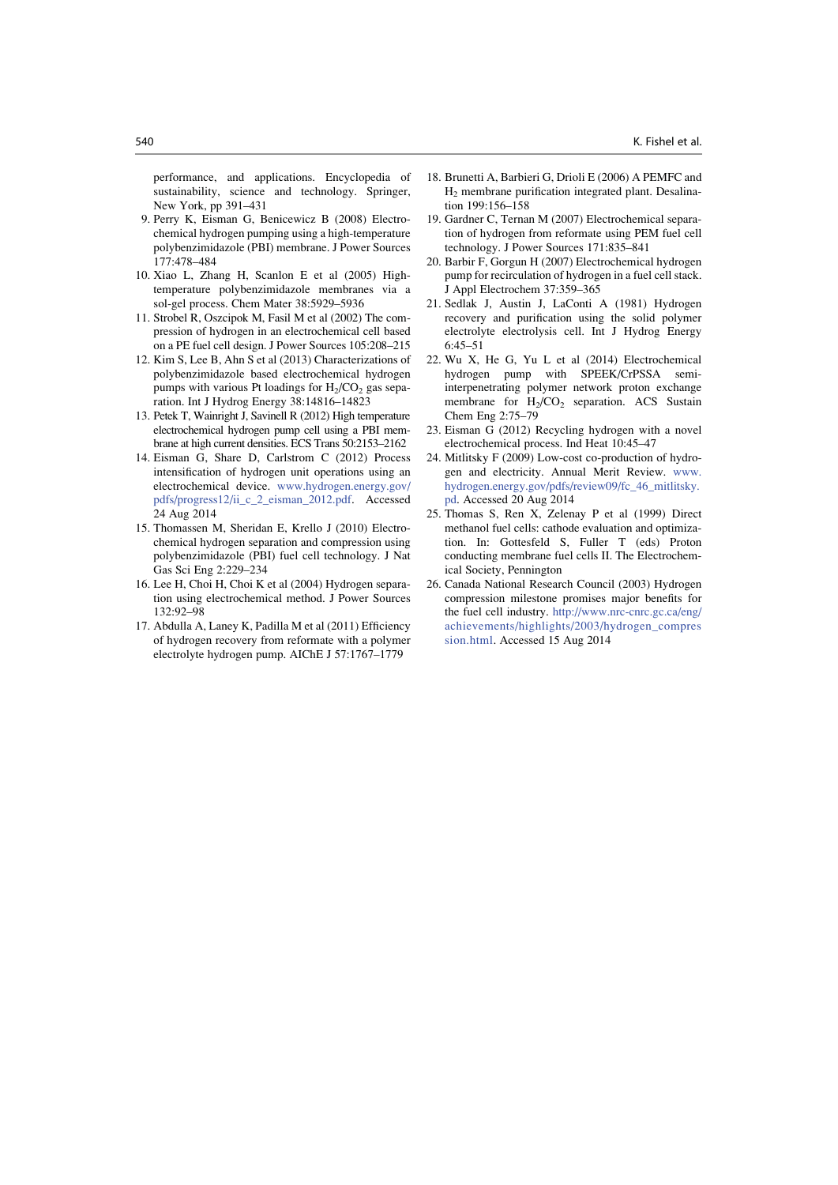performance, and applications. Encyclopedia of sustainability, science and technology. Springer, New York, pp 391–431

9. Perry K, Eisman G, Benicewicz B (2008) Electrochemical hydrogen pumping using a high-temperature polybenzimidazole (PBI) membrane. J Power Sources 177:478–484
10. Xiao L, Zhang H, Scanlon E et al (2005) High-temperature polybenzimidazole membranes via a sol-gel process. Chem Mater 38:5929–5936
11. Strobel R, Oszcipok M, Fasil M et al (2002) The compression of hydrogen in an electrochemical cell based on a PE fuel cell design. J Power Sources 105:208–215
12. Kim S, Lee B, Ahn S et al (2013) Characterizations of polybenzimidazole based electrochemical hydrogen pumps with various Pt loadings for $H_2/CO_2$ gas separation. Int J Hydrog Energy 38:14816–14823
13. Petek T, Wainright J, Savinell R (2012) High temperature electrochemical hydrogen pump cell using a PBI membrane at high current densities. ECS Trans 50:2153–2162
14. Eisman G, Share D, Carlstrom C (2012) Process intensification of hydrogen unit operations using an electrochemical device. www.hydrogen.energy.gov/pdfs/progress12/ii_c_2_eisman_2012.pdf. Accessed 24 Aug 2014
15. Thomassen M, Sheridan E, Krello J (2010) Electrochemical hydrogen separation and compression using polybenzimidazole (PBI) fuel cell technology. J Nat Gas Sci Eng 2:229–234
16. Lee H, Choi H, Choi K et al (2004) Hydrogen separation using electrochemical method. J Power Sources 132:92–98
17. Abdulla A, Laney K, Padilla M et al (2011) Efficiency of hydrogen recovery from reformate with a polymer electrolyte hydrogen pump. AIChE J 57:1767–1779
18. Brunetti A, Barbieri G, Drioli E (2006) A PEMFC and $H_2$ membrane purification integrated plant. Desalination 199:156–158
19. Gardner C, Ternan M (2007) Electrochemical separation of hydrogen from reformate using PEM fuel cell technology. J Power Sources 171:835–841
20. Barbir F, Gorgun H (2007) Electrochemical hydrogen pump for recirculation of hydrogen in a fuel cell stack. J Appl Electrochem 37:359–365
21. Sedlak J, Austin J, LaConti A (1981) Hydrogen recovery and purification using the solid polymer electrolyte electrolysis cell. Int J Hydrog Energy 6:45–51
22. Wu X, He G, Yu L et al (2014) Electrochemical hydrogen pump with SPEEK/CrPSSA semi-interpenetrating polymer network proton exchange membrane for $H_2/CO_2$ separation. ACS Sustain Chem Eng 2:75–79
23. Eisman G (2012) Recycling hydrogen with a novel electrochemical process. Ind Heat 10:45–47
24. Mitlitsky F (2009) Low-cost co-production of hydrogen and electricity. Annual Merit Review. www.hydrogen.energy.gov/pdfs/review09/fc_46_mitlitsky.pd. Accessed 20 Aug 2014
25. Thomas S, Ren X, Zelenay P et al (1999) Direct methanol fuel cells: cathode evaluation and optimization. In: Gottesfeld S, Fuller T (eds) Proton conducting membrane fuel cells II. The Electrochemical Society, Pennington
26. Canada National Research Council (2003) Hydrogen compression milestone promises major benefits for the fuel cell industry. http://www.nrc-cnrc.gc.ca/eng/achievements/highlights/2003/hydrogen_compression.html. Accessed 15 Aug 2014